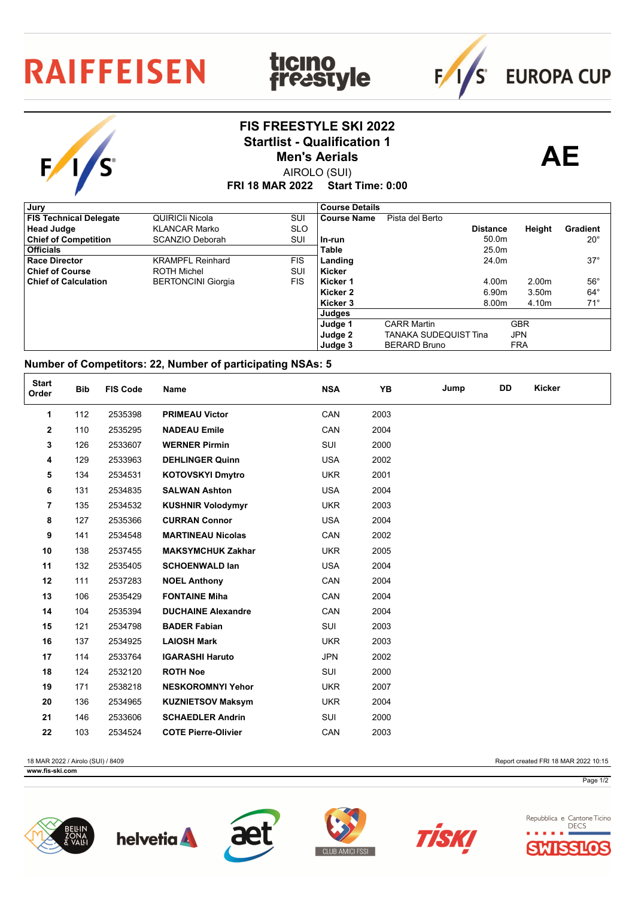# FIS FREESTYLE SKI 2022

## Startlist - Qualification 1

## Men's Aerials

AIROLO (SUI)

**FRI 18 MAR 2022 Start Time: 0:00**

**AE**

| Jury | | |
|---|---|---|
| **FIS Technical Delegate** | QUIRICIi Nicola | SUI |
| **Head Judge** | KLANCAR Marko | SLO |
| **Chief of Competition** | SCANZIO Deborah | SUI |
| **Officials** | | |
| **Race Director** | KRAMPFL Reinhard | FIS |
| **Chief of Course** | ROTH Michel | SUI |
| **Chief of Calculation** | BERTONCINI Giorgia | FIS |

| Course Details | | | | |
|---|---|---|---|---|
| **Course Name** | Pista del Berto | | | |
| | | **Distance** | **Height** | **Gradient** |
| **In-run** | | 50.0m | | 20° |
| **Table** | | 25.0m | | |
| **Landing** | | 24.0m | | 37° |
| **Kicker** | | | | |
| **Kicker 1** | | 4.00m | 2.00m | 56° |
| **Kicker 2** | | 6.90m | 3.50m | 64° |
| **Kicker 3** | | 8.00m | 4.10m | 71° |

| Judges | | |
|---|---|---|
| **Judge 1** | CARR Martin | GBR |
| **Judge 2** | TANAKA SUDEQUIST Tina | JPN |
| **Judge 3** | BERARD Bruno | FRA |

### Number of Competitors: 22, Number of participating NSAs: 5

| Start Order | Bib | FIS Code | Name | NSA | YB | Jump | DD | Kicker |
|---|---|---|---|---|---|---|---|---|
| 1 | 112 | 2535398 | **PRIMEAU Victor** | CAN | 2003 | | | |
| 2 | 110 | 2535295 | **NADEAU Emile** | CAN | 2004 | | | |
| 3 | 126 | 2533607 | **WERNER Pirmin** | SUI | 2000 | | | |
| 4 | 129 | 2533963 | **DEHLINGER Quinn** | USA | 2002 | | | |
| 5 | 134 | 2534531 | **KOTOVSKYI Dmytro** | UKR | 2001 | | | |
| 6 | 131 | 2534835 | **SALWAN Ashton** | USA | 2004 | | | |
| 7 | 135 | 2534532 | **KUSHNIR Volodymyr** | UKR | 2003 | | | |
| 8 | 127 | 2535366 | **CURRAN Connor** | USA | 2004 | | | |
| 9 | 141 | 2534548 | **MARTINEAU Nicolas** | CAN | 2002 | | | |
| 10 | 138 | 2537455 | **MAKSYMCHUK Zakhar** | UKR | 2005 | | | |
| 11 | 132 | 2535405 | **SCHOENWALD Ian** | USA | 2004 | | | |
| 12 | 111 | 2537283 | **NOEL Anthony** | CAN | 2004 | | | |
| 13 | 106 | 2535429 | **FONTAINE Miha** | CAN | 2004 | | | |
| 14 | 104 | 2535394 | **DUCHAINE Alexandre** | CAN | 2004 | | | |
| 15 | 121 | 2534798 | **BADER Fabian** | SUI | 2003 | | | |
| 16 | 137 | 2534925 | **LAIOSH Mark** | UKR | 2003 | | | |
| 17 | 114 | 2533764 | **IGARASHI Haruto** | JPN | 2002 | | | |
| 18 | 124 | 2532120 | **ROTH Noe** | SUI | 2000 | | | |
| 19 | 171 | 2538218 | **NESKOROMNYI Yehor** | UKR | 2007 | | | |
| 20 | 136 | 2534965 | **KUZNIETSOV Maksym** | UKR | 2004 | | | |
| 21 | 146 | 2533606 | **SCHAEDLER Andrin** | SUI | 2000 | | | |
| 22 | 103 | 2534524 | **COTE Pierre-Olivier** | CAN | 2003 | | | |

18 MAR 2022 / Airolo (SUI) / 8409

Report created FRI 18 MAR 2022 10:15

www.fis-ski.com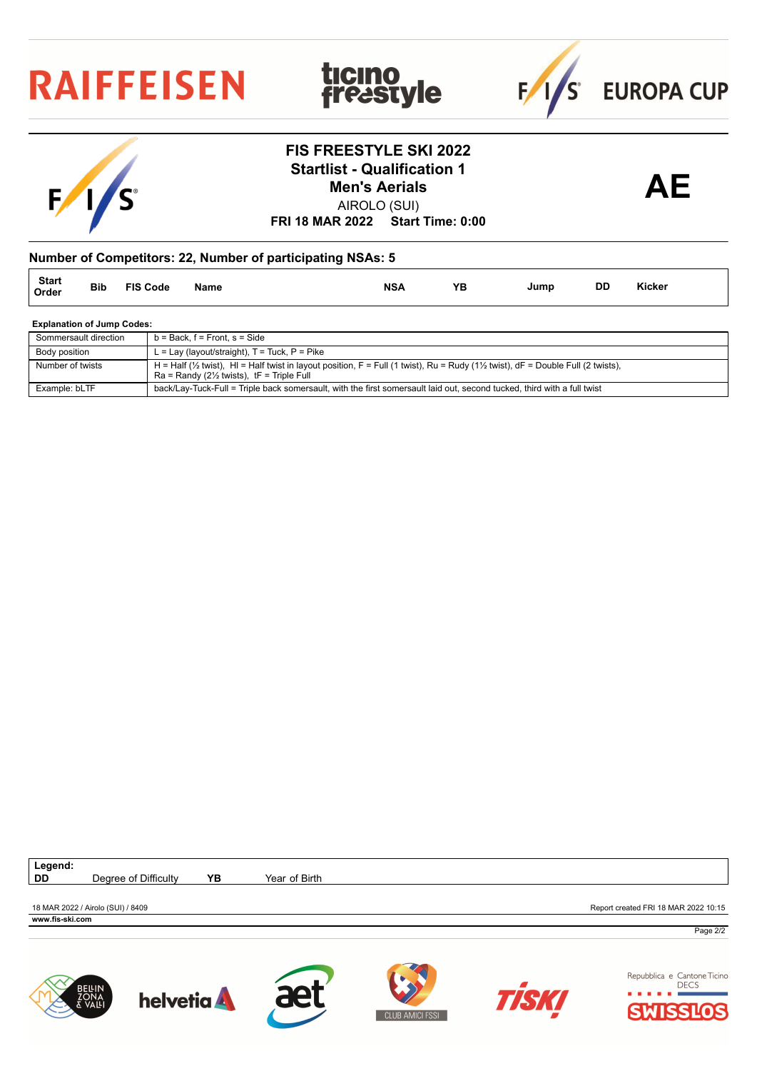## FIS FREESTYLE SKI 2022
### Startlist - Qualification 1
### Men's Aerials

AIROLO (SUI)

**FRI 18 MAR 2022    Start Time: 0:00**

**AE**

### Number of Competitors: 22, Number of participating NSAs: 5

| Start Order | Bib | FIS Code | Name | NSA | YB | Jump | DD | Kicker |
|---|---|---|---|---|---|---|---|---|

**Explanation of Jump Codes:**

| | |
|---|---|
| Sommersault direction | b = Back, f = Front, s = Side |
| Body position | L = Lay (layout/straight), T = Tuck, P = Pike |
| Number of twists | H = Half (½ twist), Hl = Half twist in layout position, F = Full (1 twist), Ru = Rudy (1½ twist), dF = Double Full (2 twists), Ra = Randy (2½ twists), tF = Triple Full |
| Example: bLTF | back/Lay-Tuck-Full = Triple back somersault, with the first somersault laid out, second tucked, third with a full twist |

**Legend:**

| | | | |
|---|---|---|---|
| **DD** | Degree of Difficulty | **YB** | Year of Birth |

18 MAR 2022 / Airolo (SUI) / 8409

Report created FRI 18 MAR 2022 10:15

**www.fis-ski.com**